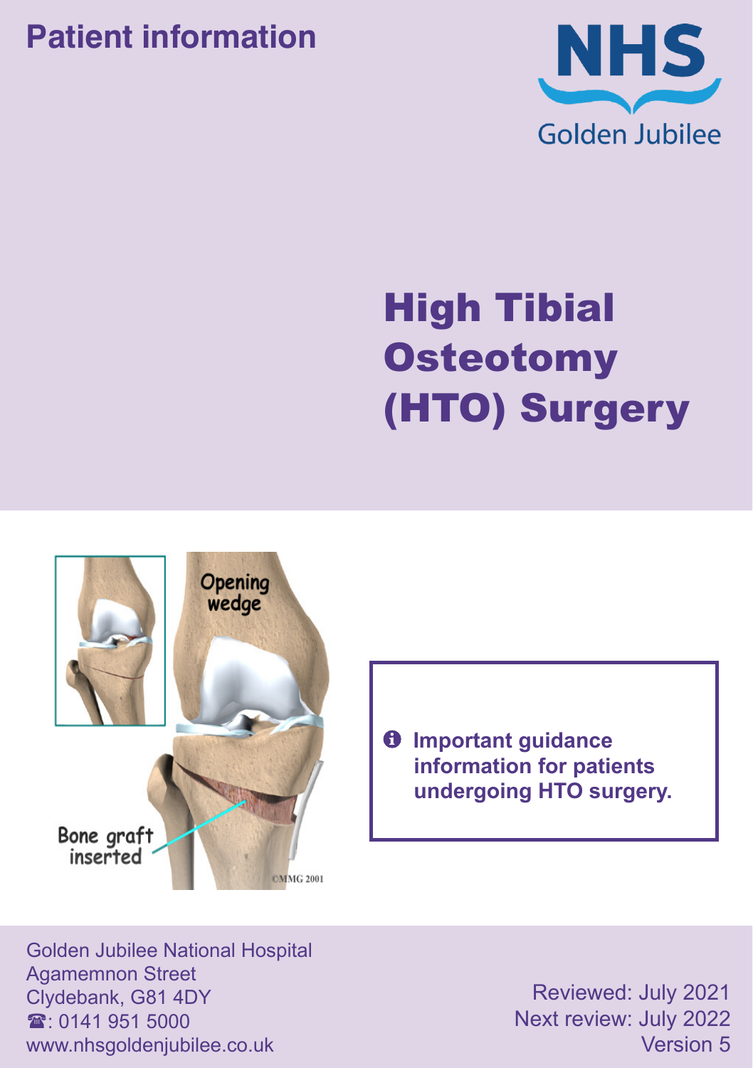Patient information

NHS
Golden Jubilee

# High Tibial Osteotomy (HTO) Surgery

**Important guidance information for patients undergoing HTO surgery.**

Golden Jubilee National Hospital
Agamemnon Street
Clydebank, G81 4DY
☎: 0141 951 5000
www.nhsgoldenjubilee.co.uk

Reviewed: July 2021
Next review: July 2022
Version 5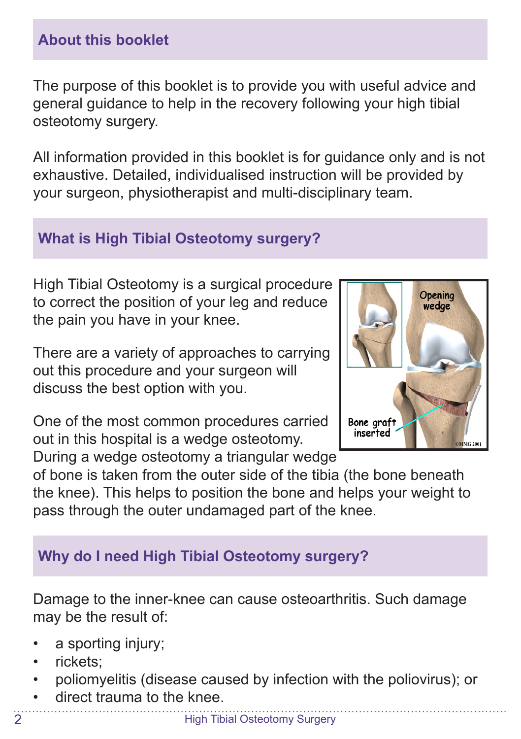## About this booklet

The purpose of this booklet is to provide you with useful advice and general guidance to help in the recovery following your high tibial osteotomy surgery.

All information provided in this booklet is for guidance only and is not exhaustive. Detailed, individualised instruction will be provided by your surgeon, physiotherapist and multi-disciplinary team.

## What is High Tibial Osteotomy surgery?

High Tibial Osteotomy is a surgical procedure to correct the position of your leg and reduce the pain you have in your knee.

There are a variety of approaches to carrying out this procedure and your surgeon will discuss the best option with you.

One of the most common procedures carried out in this hospital is a wedge osteotomy. During a wedge osteotomy a triangular wedge of bone is taken from the outer side of the tibia (the bone beneath the knee). This helps to position the bone and helps your weight to pass through the outer undamaged part of the knee.

## Why do I need High Tibial Osteotomy surgery?

Damage to the inner-knee can cause osteoarthritis. Such damage may be the result of:

- a sporting injury;
- rickets;
- poliomyelitis (disease caused by infection with the poliovirus); or
- direct trauma to the knee.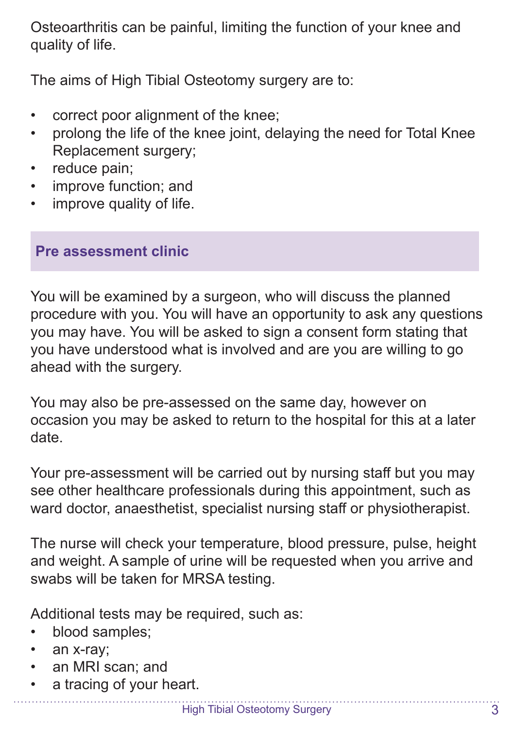Osteoarthritis can be painful, limiting the function of your knee and quality of life.

The aims of High Tibial Osteotomy surgery are to:

- correct poor alignment of the knee;
- prolong the life of the knee joint, delaying the need for Total Knee Replacement surgery;
- reduce pain;
- improve function; and
- improve quality of life.

## Pre assessment clinic

You will be examined by a surgeon, who will discuss the planned procedure with you. You will have an opportunity to ask any questions you may have. You will be asked to sign a consent form stating that you have understood what is involved and are you are willing to go ahead with the surgery.

You may also be pre-assessed on the same day, however on occasion you may be asked to return to the hospital for this at a later date.

Your pre-assessment will be carried out by nursing staff but you may see other healthcare professionals during this appointment, such as ward doctor, anaesthetist, specialist nursing staff or physiotherapist.

The nurse will check your temperature, blood pressure, pulse, height and weight. A sample of urine will be requested when you arrive and swabs will be taken for MRSA testing.

Additional tests may be required, such as:

- blood samples;
- an x-ray;
- an MRI scan; and
- a tracing of your heart.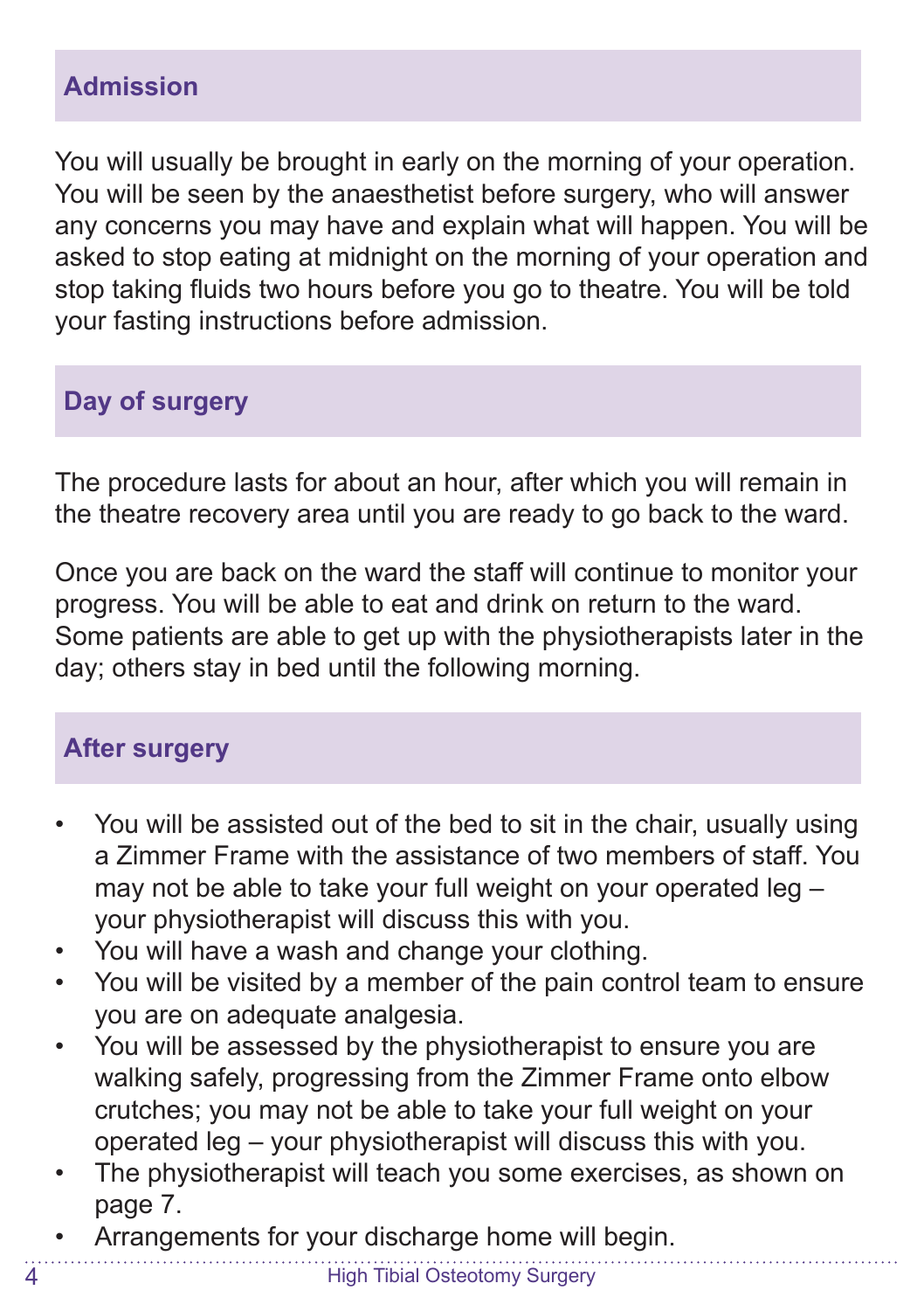## Admission

You will usually be brought in early on the morning of your operation. You will be seen by the anaesthetist before surgery, who will answer any concerns you may have and explain what will happen. You will be asked to stop eating at midnight on the morning of your operation and stop taking fluids two hours before you go to theatre. You will be told your fasting instructions before admission.

## Day of surgery

The procedure lasts for about an hour, after which you will remain in the theatre recovery area until you are ready to go back to the ward.

Once you are back on the ward the staff will continue to monitor your progress. You will be able to eat and drink on return to the ward. Some patients are able to get up with the physiotherapists later in the day; others stay in bed until the following morning.

## After surgery

- You will be assisted out of the bed to sit in the chair, usually using a Zimmer Frame with the assistance of two members of staff. You may not be able to take your full weight on your operated leg – your physiotherapist will discuss this with you.
- You will have a wash and change your clothing.
- You will be visited by a member of the pain control team to ensure you are on adequate analgesia.
- You will be assessed by the physiotherapist to ensure you are walking safely, progressing from the Zimmer Frame onto elbow crutches; you may not be able to take your full weight on your operated leg – your physiotherapist will discuss this with you.
- The physiotherapist will teach you some exercises, as shown on page 7.
- Arrangements for your discharge home will begin.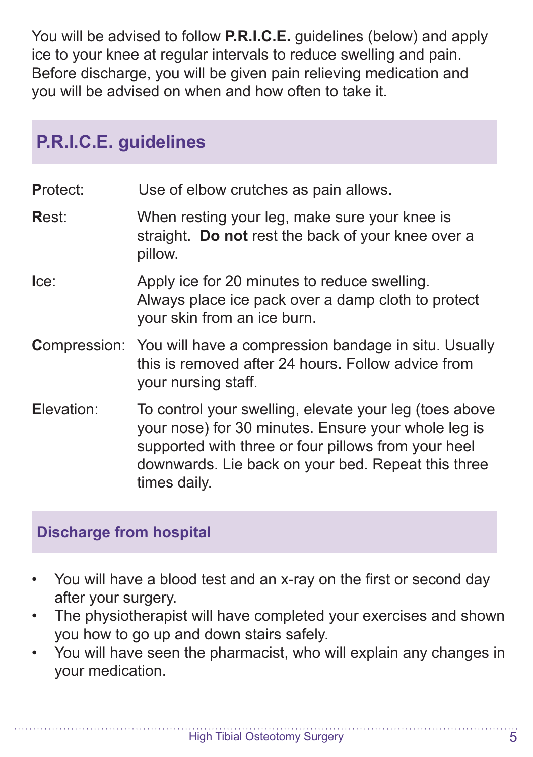You will be advised to follow **P.R.I.C.E.** guidelines (below) and apply ice to your knee at regular intervals to reduce swelling and pain. Before discharge, you will be given pain relieving medication and you will be advised on when and how often to take it.

## P.R.I.C.E. guidelines

| | |
|---|---|
| **P**rotect: | Use of elbow crutches as pain allows. |
| **R**est: | When resting your leg, make sure your knee is straight. **Do not** rest the back of your knee over a pillow. |
| **I**ce: | Apply ice for 20 minutes to reduce swelling. Always place ice pack over a damp cloth to protect your skin from an ice burn. |
| **C**ompression: | You will have a compression bandage in situ. Usually this is removed after 24 hours. Follow advice from your nursing staff. |
| **E**levation: | To control your swelling, elevate your leg (toes above your nose) for 30 minutes. Ensure your whole leg is supported with three or four pillows from your heel downwards. Lie back on your bed. Repeat this three times daily. |

## Discharge from hospital

- You will have a blood test and an x-ray on the first or second day after your surgery.
- The physiotherapist will have completed your exercises and shown you how to go up and down stairs safely.
- You will have seen the pharmacist, who will explain any changes in your medication.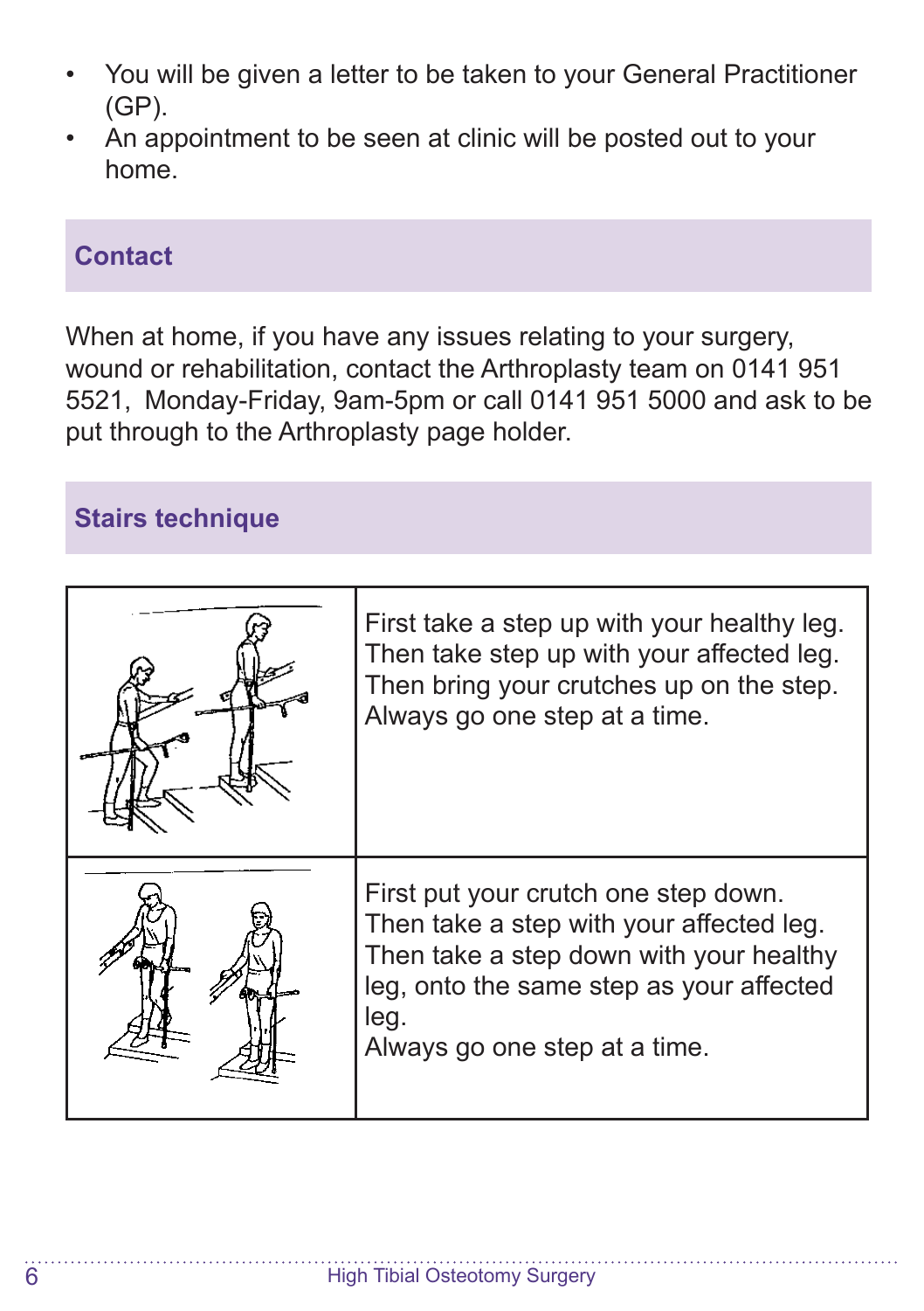- You will be given a letter to be taken to your General Practitioner (GP).
- An appointment to be seen at clinic will be posted out to your home.

## Contact

When at home, if you have any issues relating to your surgery, wound or rehabilitation, contact the Arthroplasty team on 0141 951 5521, Monday-Friday, 9am-5pm or call 0141 951 5000 and ask to be put through to the Arthroplasty page holder.

## Stairs technique

| | |
|---|---|
| | First take a step up with your healthy leg. Then take step up with your affected leg. Then bring your crutches up on the step. Always go one step at a time. |
| | First put your crutch one step down. Then take a step with your affected leg. Then take a step down with your healthy leg, onto the same step as your affected leg. Always go one step at a time. |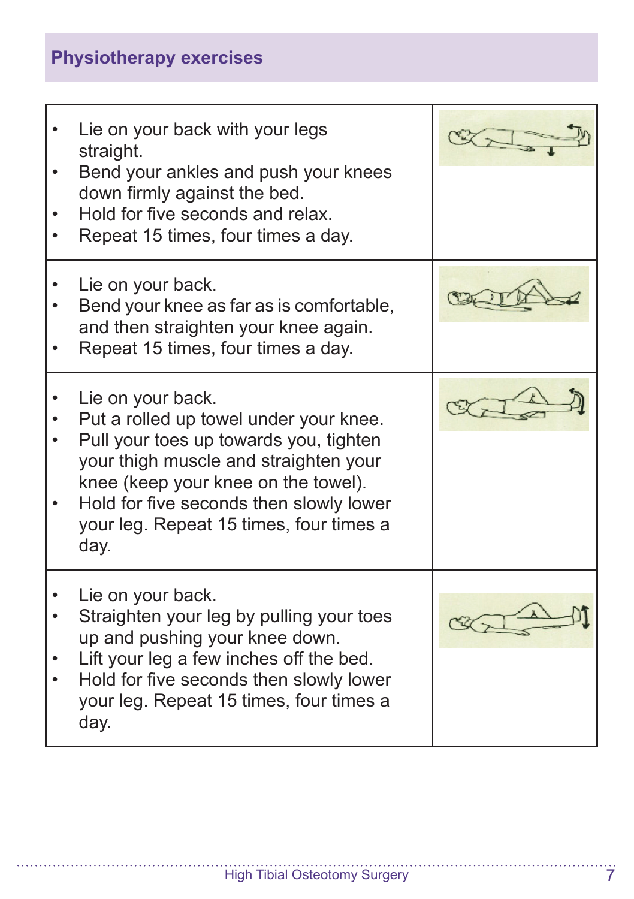## Physiotherapy exercises

- Lie on your back with your legs straight.
- Bend your ankles and push your knees down firmly against the bed.
- Hold for five seconds and relax.
- Repeat 15 times, four times a day.

---

- Lie on your back.
- Bend your knee as far as is comfortable, and then straighten your knee again.
- Repeat 15 times, four times a day.

---

- Lie on your back.
- Put a rolled up towel under your knee.
- Pull your toes up towards you, tighten your thigh muscle and straighten your knee (keep your knee on the towel).
- Hold for five seconds then slowly lower your leg. Repeat 15 times, four times a day.

---

- Lie on your back.
- Straighten your leg by pulling your toes up and pushing your knee down.
- Lift your leg a few inches off the bed.
- Hold for five seconds then slowly lower your leg. Repeat 15 times, four times a day.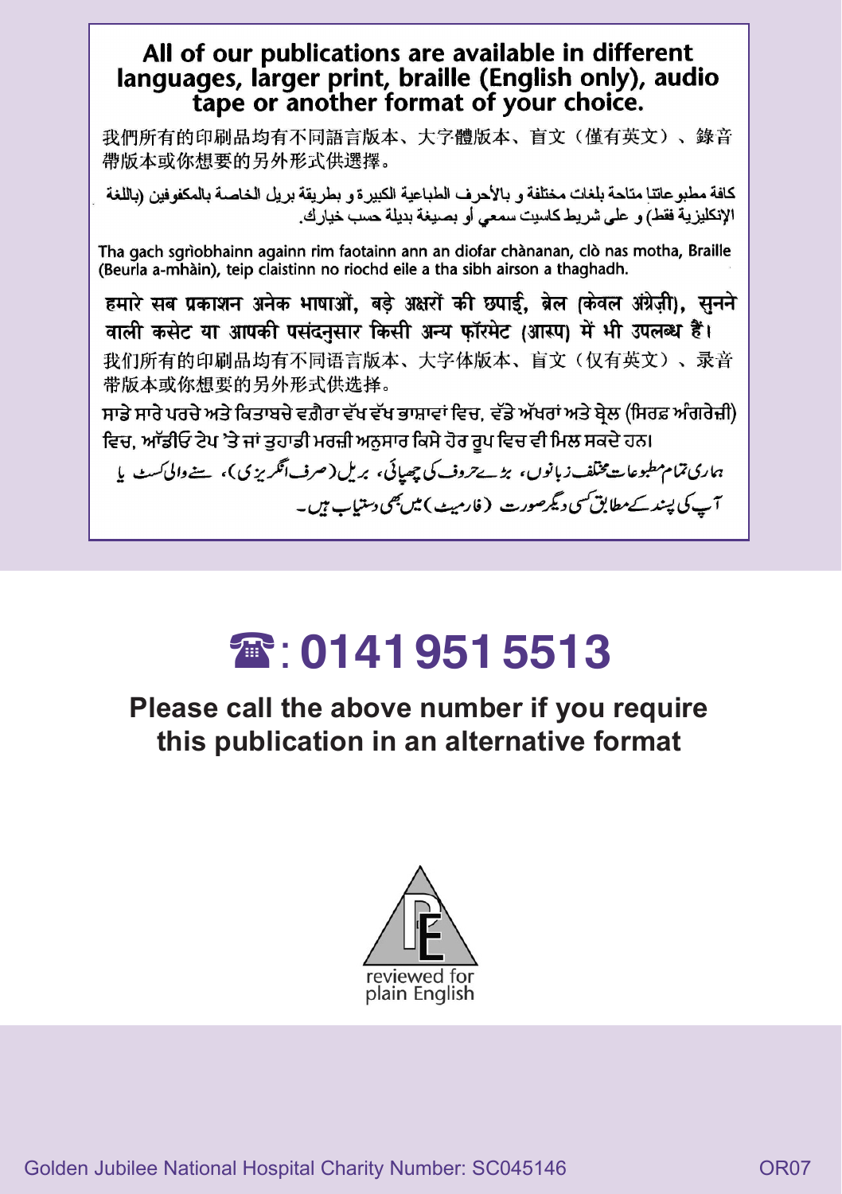**All of our publications are available in different languages, larger print, braille (English only), audio tape or another format of your choice.**

我們所有的印刷品均有不同語言版本、大字體版本、盲文（僅有英文）、錄音帶版本或你想要的另外形式供選擇。

كافة مطبوعاتنا متاحة بلغات مختلفة و بالأحرف الطباعية الكبيرة و بطريقة بريل الخاصة بالمكفوفين (باللغة الإنكليزية فقط) و على شريط كاسيت سمعي أو بصيغة بديلة حسب خيارك.

Tha gach sgrìobhainn againn rim faotainn ann an diofar chànanan, clò nas motha, Braille (Beurla a-mhàin), teip claistinn no riochd eile a tha sibh airson a thaghadh.

हमारे सब प्रकाशन अनेक भाषाओं, बड़े अक्षरों की छपाई, ब्रेल (केवल अंग्रेज़ी), सुनने वाली कसेट या आपकी पसंदनुसार किसी अन्य फॉरमेट (आरूप) में भी उपलब्ध हैं।

我们所有的印刷品均有不同语言版本、大字体版本、盲文（仅有英文）、录音带版本或你想要的另外形式供选择。

ਸਾਡੇ ਸਾਰੇ ਪਰਚੇ ਅਤੇ ਕਿਤਾਬਚੇ ਵਗ਼ੈਰਾ ਵੱਖ ਵੱਖ ਭਾਸ਼ਾਵਾਂ ਵਿਚ, ਵੱਡੇ ਅੱਖਰਾਂ ਅਤੇ ਬ੍ਰੇਲ (ਸਿਰਫ਼ ਅੰਗਰੇਜ਼ੀ) ਵਿਚ, ਔਡੀਓ ਟੇਪ 'ਤੇ ਜਾਂ ਤੁਹਾਡੀ ਮਰਜ਼ੀ ਅਨੁਸਾਰ ਕਿਸੇ ਹੋਰ ਰੂਪ ਵਿਚ ਵੀ ਮਿਲ ਸਕਦੇ ਹਨ।

ہماری تمام مطبوعات مختلف زبانوں، بڑے حروف کی چھپائی، بریل (صرف انگریزی)، سننے والی کسٹ یا آپ کی پسند کے مطابق کسی دیگر صورت (فارمیٹ) میں بھی دستیاب ہیں۔

# ☎: 0141 951 5513

**Please call the above number if you require this publication in an alternative format**

reviewed for plain English

Golden Jubilee National Hospital Charity Number: SC045146

OR07